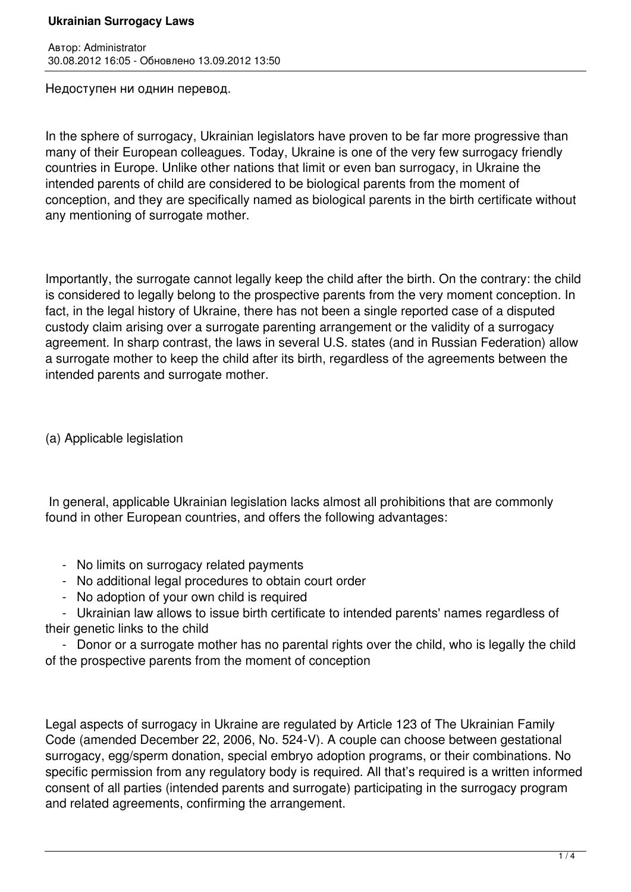# Ukrainian Surrogacy Laws

Автор: Administrator
30.08.2012 16:05 - Обновлено 13.09.2012 13:50

Недоступен ни однин перевод.

In the sphere of surrogacy, Ukrainian legislators have proven to be far more progressive than many of their European colleagues. Today, Ukraine is one of the very few surrogacy friendly countries in Europe. Unlike other nations that limit or even ban surrogacy, in Ukraine the intended parents of child are considered to be biological parents from the moment of conception, and they are specifically named as biological parents in the birth certificate without any mentioning of surrogate mother.

Importantly, the surrogate cannot legally keep the child after the birth. On the contrary: the child is considered to legally belong to the prospective parents from the very moment conception. In fact, in the legal history of Ukraine, there has not been a single reported case of a disputed custody claim arising over a surrogate parenting arrangement or the validity of a surrogacy agreement. In sharp contrast, the laws in several U.S. states (and in Russian Federation) allow a surrogate mother to keep the child after its birth, regardless of the agreements between the intended parents and surrogate mother.

(a) Applicable legislation

In general, applicable Ukrainian legislation lacks almost all prohibitions that are commonly found in other European countries, and offers the following advantages:

- No limits on surrogacy related payments
- No additional legal procedures to obtain court order
- No adoption of your own child is required
- Ukrainian law allows to issue birth certificate to intended parents' names regardless of their genetic links to the child
- Donor or a surrogate mother has no parental rights over the child, who is legally the child of the prospective parents from the moment of conception

Legal aspects of surrogacy in Ukraine are regulated by Article 123 of The Ukrainian Family Code (amended December 22, 2006, No. 524-V). A couple can choose between gestational surrogacy, egg/sperm donation, special embryo adoption programs, or their combinations. No specific permission from any regulatory body is required. All that's required is a written informed consent of all parties (intended parents and surrogate) participating in the surrogacy program and related agreements, confirming the arrangement.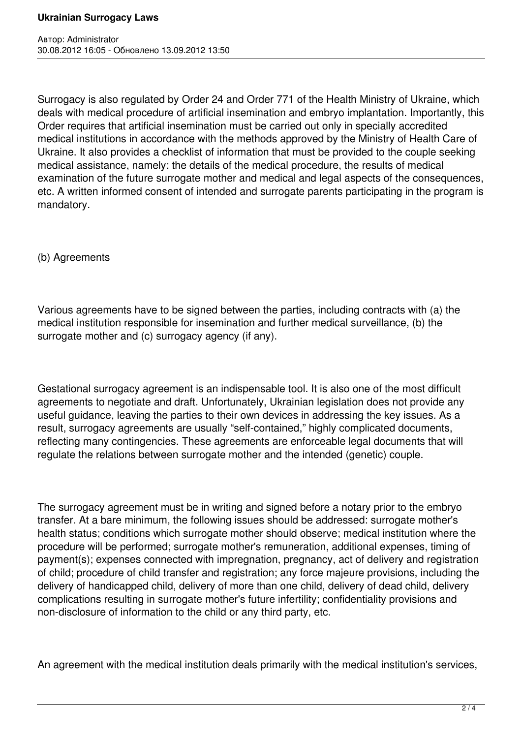Surrogacy is also regulated by Order 24 and Order 771 of the Health Ministry of Ukraine, which deals with medical procedure of artificial insemination and embryo implantation. Importantly, this Order requires that artificial insemination must be carried out only in specially accredited medical institutions in accordance with the methods approved by the Ministry of Health Care of Ukraine. It also provides a checklist of information that must be provided to the couple seeking medical assistance, namely: the details of the medical procedure, the results of medical examination of the future surrogate mother and medical and legal aspects of the consequences, etc. A written informed consent of intended and surrogate parents participating in the program is mandatory.

(b) Agreements

Various agreements have to be signed between the parties, including contracts with (a) the medical institution responsible for insemination and further medical surveillance, (b) the surrogate mother and (c) surrogacy agency (if any).

Gestational surrogacy agreement is an indispensable tool. It is also one of the most difficult agreements to negotiate and draft. Unfortunately, Ukrainian legislation does not provide any useful guidance, leaving the parties to their own devices in addressing the key issues. As a result, surrogacy agreements are usually "self-contained," highly complicated documents, reflecting many contingencies. These agreements are enforceable legal documents that will regulate the relations between surrogate mother and the intended (genetic) couple.

The surrogacy agreement must be in writing and signed before a notary prior to the embryo transfer. At a bare minimum, the following issues should be addressed: surrogate mother's health status; conditions which surrogate mother should observe; medical institution where the procedure will be performed; surrogate mother's remuneration, additional expenses, timing of payment(s); expenses connected with impregnation, pregnancy, act of delivery and registration of child; procedure of child transfer and registration; any force majeure provisions, including the delivery of handicapped child, delivery of more than one child, delivery of dead child, delivery complications resulting in surrogate mother's future infertility; confidentiality provisions and non-disclosure of information to the child or any third party, etc.

An agreement with the medical institution deals primarily with the medical institution's services,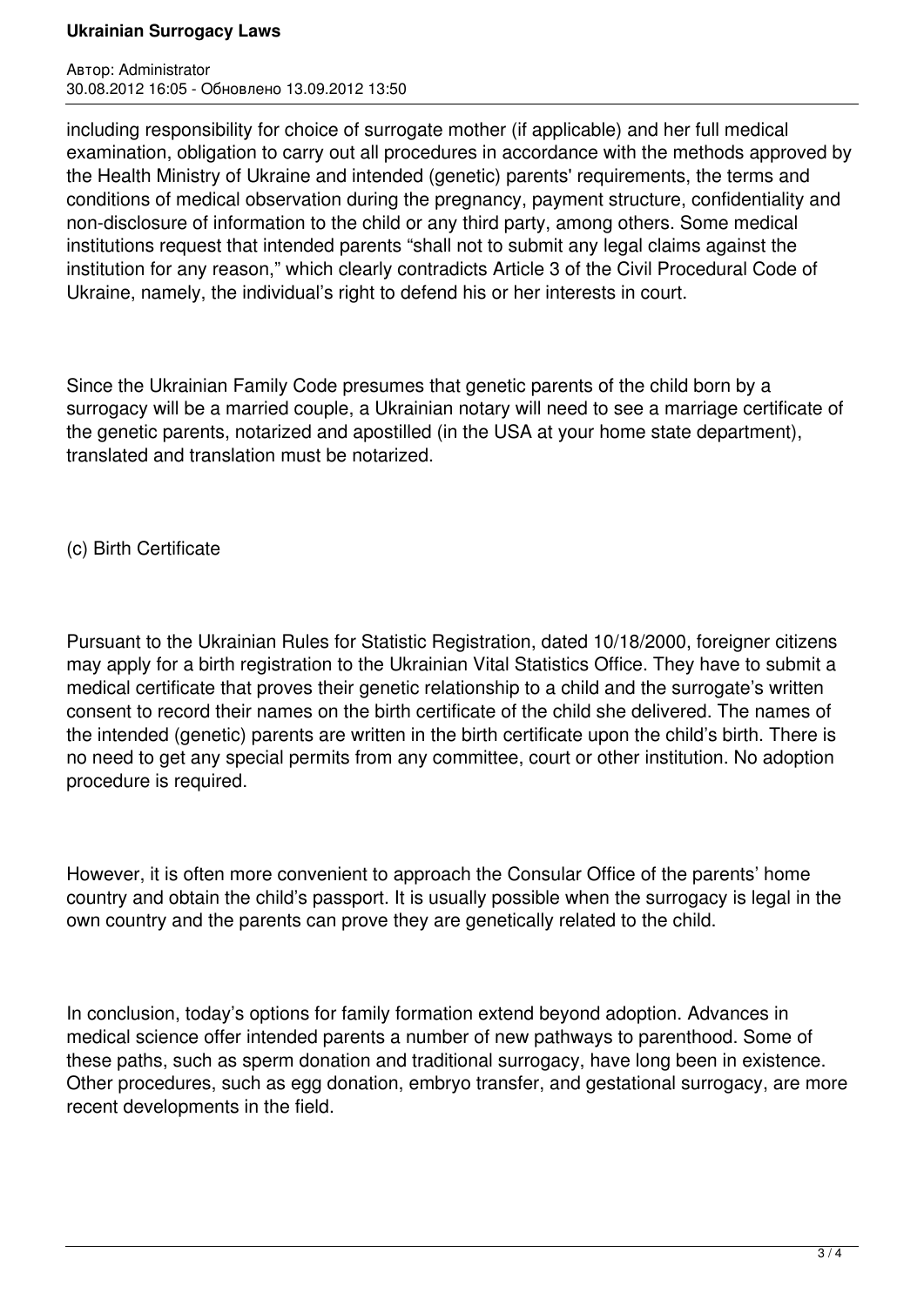including responsibility for choice of surrogate mother (if applicable) and her full medical examination, obligation to carry out all procedures in accordance with the methods approved by the Health Ministry of Ukraine and intended (genetic) parents' requirements, the terms and conditions of medical observation during the pregnancy, payment structure, confidentiality and non-disclosure of information to the child or any third party, among others. Some medical institutions request that intended parents “shall not to submit any legal claims against the institution for any reason,” which clearly contradicts Article 3 of the Civil Procedural Code of Ukraine, namely, the individual’s right to defend his or her interests in court.

Since the Ukrainian Family Code presumes that genetic parents of the child born by a surrogacy will be a married couple, a Ukrainian notary will need to see a marriage certificate of the genetic parents, notarized and apostilled (in the USA at your home state department), translated and translation must be notarized.

(c) Birth Certificate

Pursuant to the Ukrainian Rules for Statistic Registration, dated 10/18/2000, foreigner citizens may apply for a birth registration to the Ukrainian Vital Statistics Office. They have to submit a medical certificate that proves their genetic relationship to a child and the surrogate’s written consent to record their names on the birth certificate of the child she delivered. The names of the intended (genetic) parents are written in the birth certificate upon the child’s birth. There is no need to get any special permits from any committee, court or other institution. No adoption procedure is required.

However, it is often more convenient to approach the Consular Office of the parents’ home country and obtain the child’s passport. It is usually possible when the surrogacy is legal in the own country and the parents can prove they are genetically related to the child.

In conclusion, today’s options for family formation extend beyond adoption. Advances in medical science offer intended parents a number of new pathways to parenthood. Some of these paths, such as sperm donation and traditional surrogacy, have long been in existence. Other procedures, such as egg donation, embryo transfer, and gestational surrogacy, are more recent developments in the field.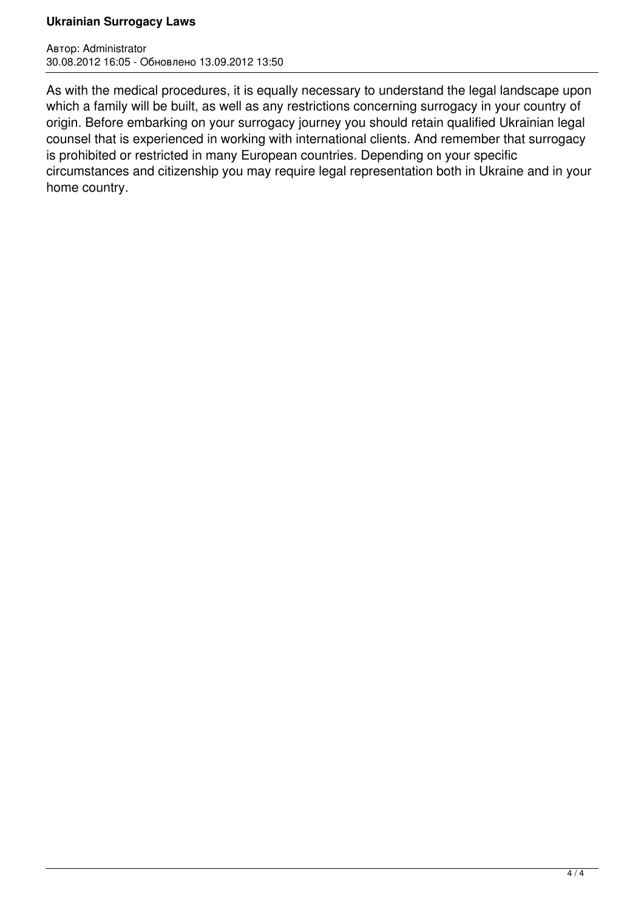As with the medical procedures, it is equally necessary to understand the legal landscape upon which a family will be built, as well as any restrictions concerning surrogacy in your country of origin. Before embarking on your surrogacy journey you should retain qualified Ukrainian legal counsel that is experienced in working with international clients. And remember that surrogacy is prohibited or restricted in many European countries. Depending on your specific circumstances and citizenship you may require legal representation both in Ukraine and in your home country.